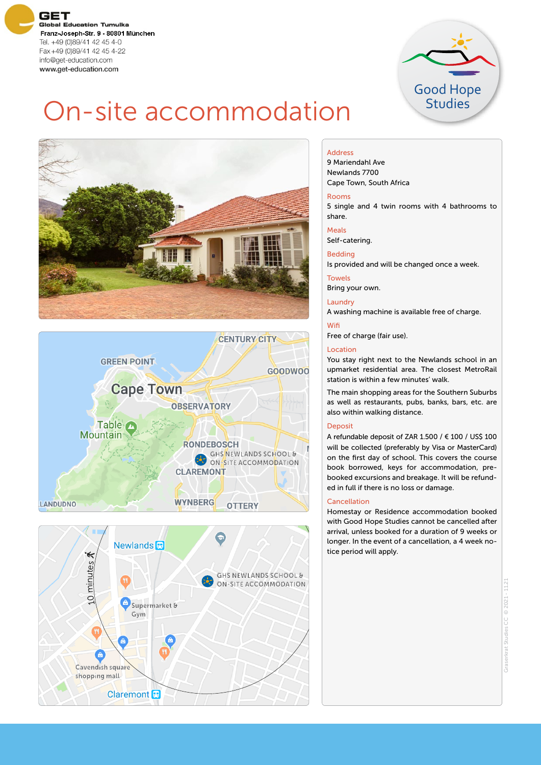GET
Global Education Tumulka
Franz-Joseph-Str. 9 · 80801 München
Tel. +49 (0)89/41 42 45 4-0
Fax +49 (0)89/41 42 45 4-22
info@get-education.com
www.get-education.com

Good Hope Studies

# On-site accommodation

**Address**
9 Mariendahl Ave
Newlands 7700
Cape Town, South Africa

**Rooms**
5 single and 4 twin rooms with 4 bathrooms to share.

**Meals**
Self-catering.

**Bedding**
Is provided and will be changed once a week.

**Towels**
Bring your own.

**Laundry**
A washing machine is available free of charge.

**Wifi**
Free of charge (fair use).

**Location**
You stay right next to the Newlands school in an upmarket residential area. The closest MetroRail station is within a few minutes' walk.

The main shopping areas for the Southern Suburbs as well as restaurants, pubs, banks, bars, etc. are also within walking distance.

**Deposit**
A refundable deposit of ZAR 1.500 / € 100 / US$ 100 will be collected (preferably by Visa or MasterCard) on the first day of school. This covers the course book borrowed, keys for accommodation, pre-booked excursions and breakage. It will be refunded in full if there is no loss or damage.

**Cancellation**
Homestay or Residence accommodation booked with Good Hope Studies cannot be cancelled after arrival, unless booked for a duration of 9 weeks or longer. In the event of a cancellation, a 4 week notice period will apply.

Graserkrat Studies CC © 2021 - 11.21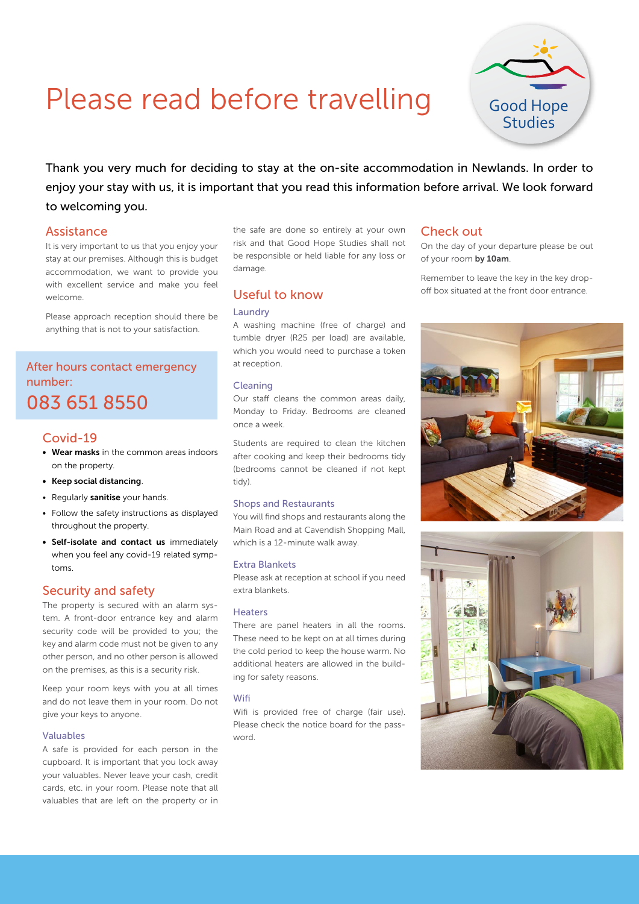# Please read before travelling

Good Hope Studies

Thank you very much for deciding to stay at the on-site accommodation in Newlands. In order to enjoy your stay with us, it is important that you read this information before arrival. We look forward to welcoming you.

## Assistance

It is very important to us that you enjoy your stay at our premises. Although this is budget accommodation, we want to provide you with excellent service and make you feel welcome.

Please approach reception should there be anything that is not to your satisfaction.

After hours contact emergency number:

**083 651 8550**

## Covid-19

- **Wear masks** in the common areas indoors on the property.
- **Keep social distancing**.
- Regularly **sanitise** your hands.
- Follow the safety instructions as displayed throughout the property.
- **Self-isolate and contact us** immediately when you feel any covid-19 related symptoms.

## Security and safety

The property is secured with an alarm system. A front-door entrance key and alarm security code will be provided to you; the key and alarm code must not be given to any other person, and no other person is allowed on the premises, as this is a security risk.

Keep your room keys with you at all times and do not leave them in your room. Do not give your keys to anyone.

### Valuables

A safe is provided for each person in the cupboard. It is important that you lock away your valuables. Never leave your cash, credit cards, etc. in your room. Please note that all valuables that are left on the property or in the safe are done so entirely at your own risk and that Good Hope Studies shall not be responsible or held liable for any loss or damage.

## Useful to know

### Laundry

A washing machine (free of charge) and tumble dryer (R25 per load) are available, which you would need to purchase a token at reception.

### Cleaning

Our staff cleans the common areas daily, Monday to Friday. Bedrooms are cleaned once a week.

Students are required to clean the kitchen after cooking and keep their bedrooms tidy (bedrooms cannot be cleaned if not kept tidy).

### Shops and Restaurants

You will find shops and restaurants along the Main Road and at Cavendish Shopping Mall, which is a 12-minute walk away.

### Extra Blankets

Please ask at reception at school if you need extra blankets.

### Heaters

There are panel heaters in all the rooms. These need to be kept on at all times during the cold period to keep the house warm. No additional heaters are allowed in the building for safety reasons.

### Wifi

Wifi is provided free of charge (fair use). Please check the notice board for the password.

## Check out

On the day of your departure please be out of your room **by 10am**.

Remember to leave the key in the key drop-off box situated at the front door entrance.